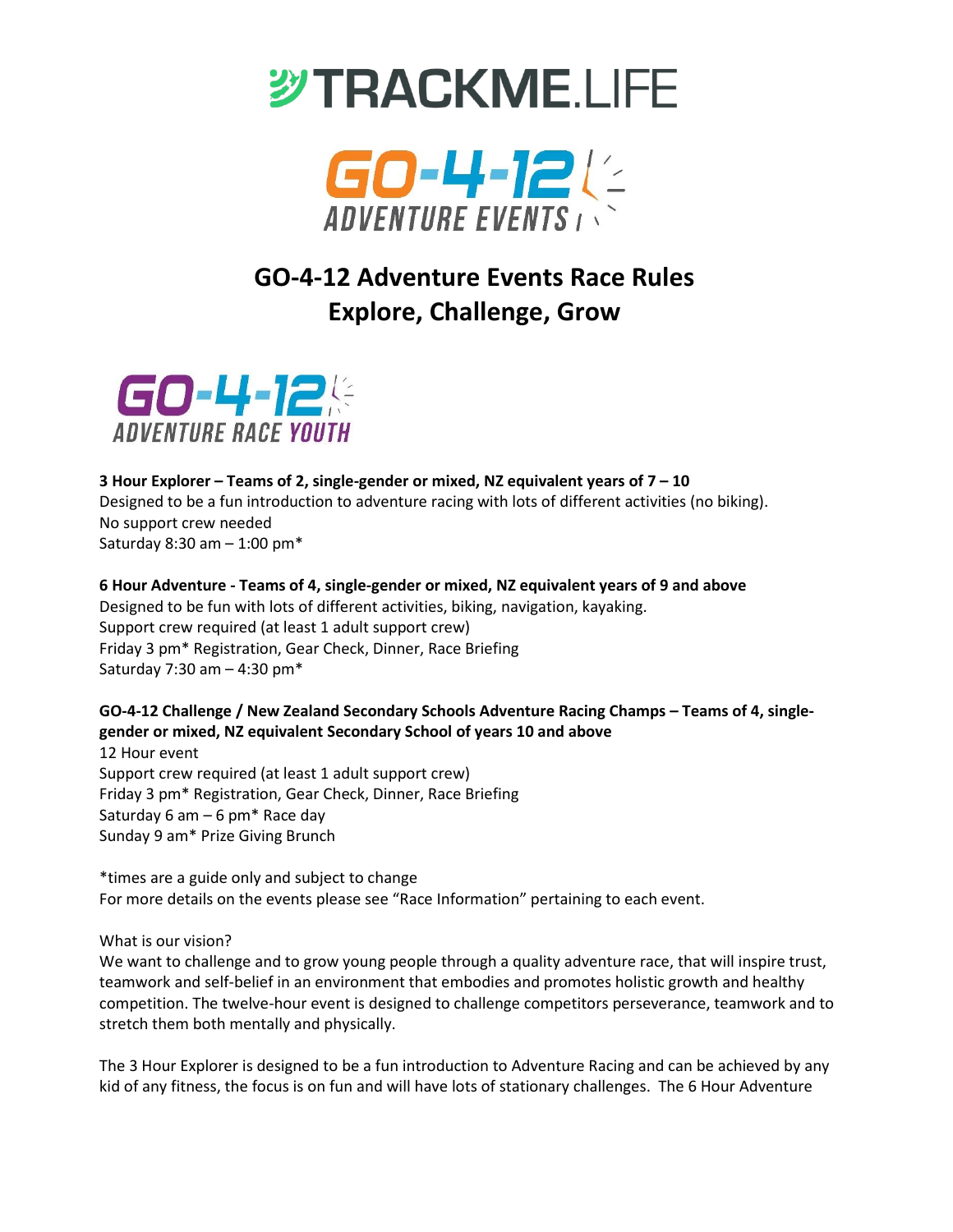# GO-4-12 Adventure Events Race Rules
## Explore, Challenge, Grow

**3 Hour Explorer – Teams of 2, single-gender or mixed, NZ equivalent years of 7 – 10**
Designed to be a fun introduction to adventure racing with lots of different activities (no biking).
No support crew needed
Saturday 8:30 am – 1:00 pm*

**6 Hour Adventure - Teams of 4, single-gender or mixed, NZ equivalent years of 9 and above**
Designed to be fun with lots of different activities, biking, navigation, kayaking.
Support crew required (at least 1 adult support crew)
Friday 3 pm* Registration, Gear Check, Dinner, Race Briefing
Saturday 7:30 am – 4:30 pm*

**GO-4-12 Challenge / New Zealand Secondary Schools Adventure Racing Champs – Teams of 4, single-gender or mixed, NZ equivalent Secondary School of years 10 and above**
12 Hour event
Support crew required (at least 1 adult support crew)
Friday 3 pm* Registration, Gear Check, Dinner, Race Briefing
Saturday 6 am – 6 pm* Race day
Sunday 9 am* Prize Giving Brunch

*times are a guide only and subject to change
For more details on the events please see "Race Information" pertaining to each event.

What is our vision?
We want to challenge and to grow young people through a quality adventure race, that will inspire trust, teamwork and self-belief in an environment that embodies and promotes holistic growth and healthy competition. The twelve-hour event is designed to challenge competitors perseverance, teamwork and to stretch them both mentally and physically.

The 3 Hour Explorer is designed to be a fun introduction to Adventure Racing and can be achieved by any kid of any fitness, the focus is on fun and will have lots of stationary challenges. The 6 Hour Adventure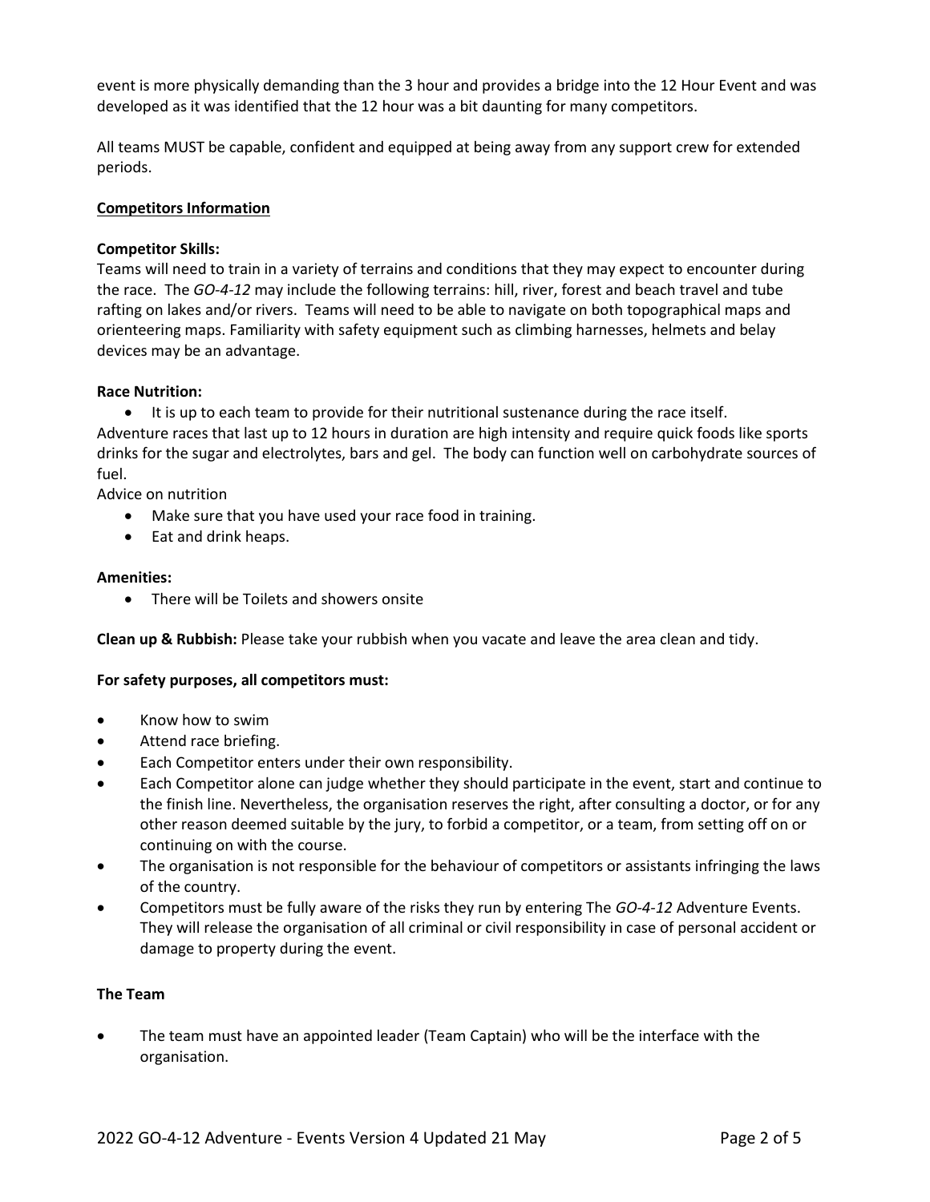event is more physically demanding than the 3 hour and provides a bridge into the 12 Hour Event and was developed as it was identified that the 12 hour was a bit daunting for many competitors.

All teams MUST be capable, confident and equipped at being away from any support crew for extended periods.

## Competitors Information

**Competitor Skills:**
Teams will need to train in a variety of terrains and conditions that they may expect to encounter during the race. The *GO-4-12* may include the following terrains: hill, river, forest and beach travel and tube rafting on lakes and/or rivers. Teams will need to be able to navigate on both topographical maps and orienteering maps. Familiarity with safety equipment such as climbing harnesses, helmets and belay devices may be an advantage.

**Race Nutrition:**

- It is up to each team to provide for their nutritional sustenance during the race itself.

Adventure races that last up to 12 hours in duration are high intensity and require quick foods like sports drinks for the sugar and electrolytes, bars and gel. The body can function well on carbohydrate sources of fuel.
Advice on nutrition

- Make sure that you have used your race food in training.
- Eat and drink heaps.

**Amenities:**

- There will be Toilets and showers onsite

**Clean up & Rubbish:** Please take your rubbish when you vacate and leave the area clean and tidy.

**For safety purposes, all competitors must:**

- Know how to swim
- Attend race briefing.
- Each Competitor enters under their own responsibility.
- Each Competitor alone can judge whether they should participate in the event, start and continue to the finish line. Nevertheless, the organisation reserves the right, after consulting a doctor, or for any other reason deemed suitable by the jury, to forbid a competitor, or a team, from setting off on or continuing on with the course.
- The organisation is not responsible for the behaviour of competitors or assistants infringing the laws of the country.
- Competitors must be fully aware of the risks they run by entering The *GO-4-12* Adventure Events. They will release the organisation of all criminal or civil responsibility in case of personal accident or damage to property during the event.

**The Team**

- The team must have an appointed leader (Team Captain) who will be the interface with the organisation.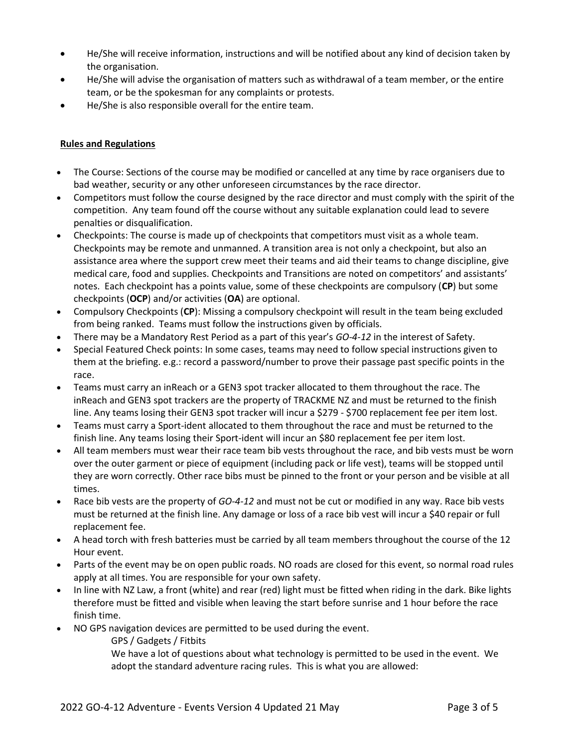- He/She will receive information, instructions and will be notified about any kind of decision taken by the organisation.
- He/She will advise the organisation of matters such as withdrawal of a team member, or the entire team, or be the spokesman for any complaints or protests.
- He/She is also responsible overall for the entire team.

**Rules and Regulations**

- The Course: Sections of the course may be modified or cancelled at any time by race organisers due to bad weather, security or any other unforeseen circumstances by the race director.
- Competitors must follow the course designed by the race director and must comply with the spirit of the competition. Any team found off the course without any suitable explanation could lead to severe penalties or disqualification.
- Checkpoints: The course is made up of checkpoints that competitors must visit as a whole team. Checkpoints may be remote and unmanned. A transition area is not only a checkpoint, but also an assistance area where the support crew meet their teams and aid their teams to change discipline, give medical care, food and supplies. Checkpoints and Transitions are noted on competitors' and assistants' notes. Each checkpoint has a points value, some of these checkpoints are compulsory (**CP**) but some checkpoints (**OCP**) and/or activities (**OA**) are optional.
- Compulsory Checkpoints (**CP**): Missing a compulsory checkpoint will result in the team being excluded from being ranked. Teams must follow the instructions given by officials.
- There may be a Mandatory Rest Period as a part of this year's *GO-4-12* in the interest of Safety.
- Special Featured Check points: In some cases, teams may need to follow special instructions given to them at the briefing. e.g.: record a password/number to prove their passage past specific points in the race.
- Teams must carry an inReach or a GEN3 spot tracker allocated to them throughout the race. The inReach and GEN3 spot trackers are the property of TRACKME NZ and must be returned to the finish line. Any teams losing their GEN3 spot tracker will incur a $279 - $700 replacement fee per item lost.
- Teams must carry a Sport-ident allocated to them throughout the race and must be returned to the finish line. Any teams losing their Sport-ident will incur an $80 replacement fee per item lost.
- All team members must wear their race team bib vests throughout the race, and bib vests must be worn over the outer garment or piece of equipment (including pack or life vest), teams will be stopped until they are worn correctly. Other race bibs must be pinned to the front or your person and be visible at all times.
- Race bib vests are the property of *GO-4-12* and must not be cut or modified in any way. Race bib vests must be returned at the finish line. Any damage or loss of a race bib vest will incur a $40 repair or full replacement fee.
- A head torch with fresh batteries must be carried by all team members throughout the course of the 12 Hour event.
- Parts of the event may be on open public roads. NO roads are closed for this event, so normal road rules apply at all times. You are responsible for your own safety.
- In line with NZ Law, a front (white) and rear (red) light must be fitted when riding in the dark. Bike lights therefore must be fitted and visible when leaving the start before sunrise and 1 hour before the race finish time.
- NO GPS navigation devices are permitted to be used during the event.

  GPS / Gadgets / Fitbits

  We have a lot of questions about what technology is permitted to be used in the event. We adopt the standard adventure racing rules. This is what you are allowed: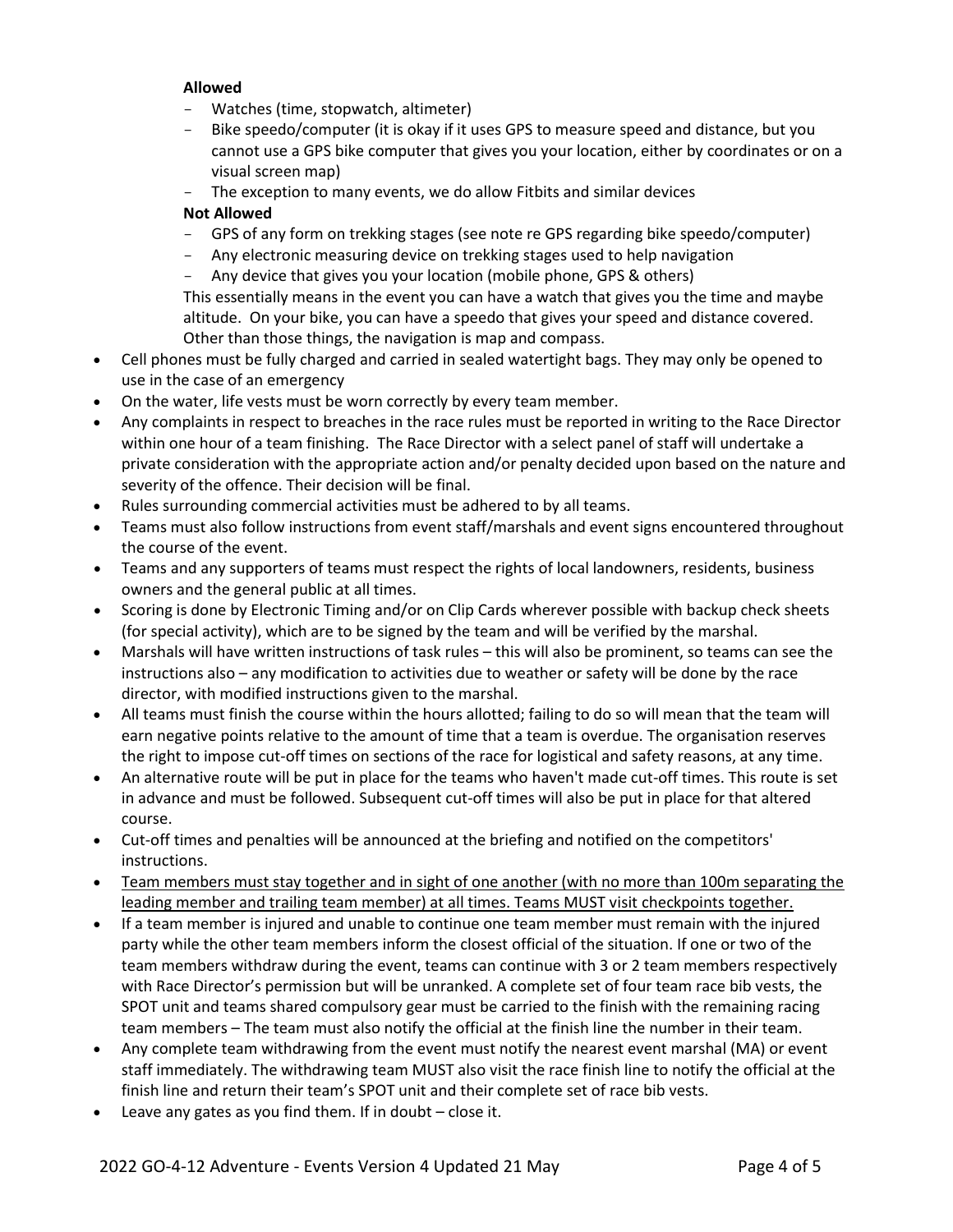**Allowed**

- Watches (time, stopwatch, altimeter)
- Bike speedo/computer (it is okay if it uses GPS to measure speed and distance, but you cannot use a GPS bike computer that gives you your location, either by coordinates or on a visual screen map)
- The exception to many events, we do allow Fitbits and similar devices

**Not Allowed**

- GPS of any form on trekking stages (see note re GPS regarding bike speedo/computer)
- Any electronic measuring device on trekking stages used to help navigation
- Any device that gives you your location (mobile phone, GPS & others)

This essentially means in the event you can have a watch that gives you the time and maybe altitude. On your bike, you can have a speedo that gives your speed and distance covered. Other than those things, the navigation is map and compass.

- Cell phones must be fully charged and carried in sealed watertight bags. They may only be opened to use in the case of an emergency
- On the water, life vests must be worn correctly by every team member.
- Any complaints in respect to breaches in the race rules must be reported in writing to the Race Director within one hour of a team finishing. The Race Director with a select panel of staff will undertake a private consideration with the appropriate action and/or penalty decided upon based on the nature and severity of the offence. Their decision will be final.
- Rules surrounding commercial activities must be adhered to by all teams.
- Teams must also follow instructions from event staff/marshals and event signs encountered throughout the course of the event.
- Teams and any supporters of teams must respect the rights of local landowners, residents, business owners and the general public at all times.
- Scoring is done by Electronic Timing and/or on Clip Cards wherever possible with backup check sheets (for special activity), which are to be signed by the team and will be verified by the marshal.
- Marshals will have written instructions of task rules – this will also be prominent, so teams can see the instructions also – any modification to activities due to weather or safety will be done by the race director, with modified instructions given to the marshal.
- All teams must finish the course within the hours allotted; failing to do so will mean that the team will earn negative points relative to the amount of time that a team is overdue. The organisation reserves the right to impose cut-off times on sections of the race for logistical and safety reasons, at any time.
- An alternative route will be put in place for the teams who haven't made cut-off times. This route is set in advance and must be followed. Subsequent cut-off times will also be put in place for that altered course.
- Cut-off times and penalties will be announced at the briefing and notified on the competitors' instructions.
- <u>Team members must stay together and in sight of one another (with no more than 100m separating the leading member and trailing team member) at all times. Teams MUST visit checkpoints together.</u>
- If a team member is injured and unable to continue one team member must remain with the injured party while the other team members inform the closest official of the situation. If one or two of the team members withdraw during the event, teams can continue with 3 or 2 team members respectively with Race Director's permission but will be unranked. A complete set of four team race bib vests, the SPOT unit and teams shared compulsory gear must be carried to the finish with the remaining racing team members – The team must also notify the official at the finish line the number in their team.
- Any complete team withdrawing from the event must notify the nearest event marshal (MA) or event staff immediately. The withdrawing team MUST also visit the race finish line to notify the official at the finish line and return their team's SPOT unit and their complete set of race bib vests.
- Leave any gates as you find them. If in doubt – close it.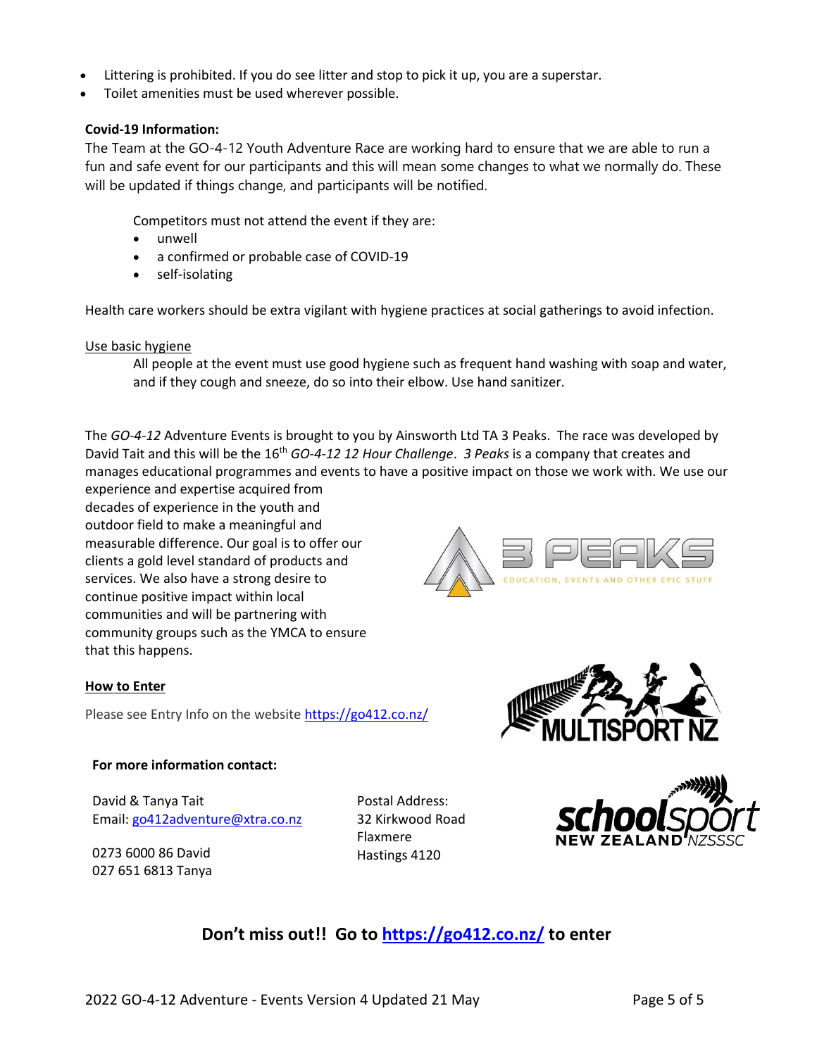- Littering is prohibited. If you do see litter and stop to pick it up, you are a superstar.
- Toilet amenities must be used wherever possible.

**Covid-19 Information:**

The Team at the GO-4-12 Youth Adventure Race are working hard to ensure that we are able to run a fun and safe event for our participants and this will mean some changes to what we normally do. These will be updated if things change, and participants will be notified.

Competitors must not attend the event if they are:

- unwell
- a confirmed or probable case of COVID-19
- self-isolating

Health care workers should be extra vigilant with hygiene practices at social gatherings to avoid infection.

Use basic hygiene

All people at the event must use good hygiene such as frequent hand washing with soap and water, and if they cough and sneeze, do so into their elbow. Use hand sanitizer.

The *GO-4-12* Adventure Events is brought to you by Ainsworth Ltd TA 3 Peaks. The race was developed by David Tait and this will be the 16th *GO-4-12 12 Hour Challenge*. *3 Peaks* is a company that creates and manages educational programmes and events to have a positive impact on those we work with. We use our experience and expertise acquired from decades of experience in the youth and outdoor field to make a meaningful and measurable difference. Our goal is to offer our clients a gold level standard of products and services. We also have a strong desire to continue positive impact within local communities and will be partnering with community groups such as the YMCA to ensure that this happens.

3 PEAKS
EDUCATION, EVENTS AND OTHER EPIC STUFF

**How to Enter**

Please see Entry Info on the website https://go412.co.nz/

MULTISPORT NZ

**For more information contact:**

David & Tanya Tait
Email: go412adventure@xtra.co.nz

0273 6000 86 David
027 651 6813 Tanya

Postal Address:
32 Kirkwood Road
Flaxmere
Hastings 4120

schoolsport NEW ZEALAND NZSSSC

**Don't miss out!! Go to https://go412.co.nz/ to enter**

2022 GO-4-12 Adventure - Events Version 4 Updated 21 May